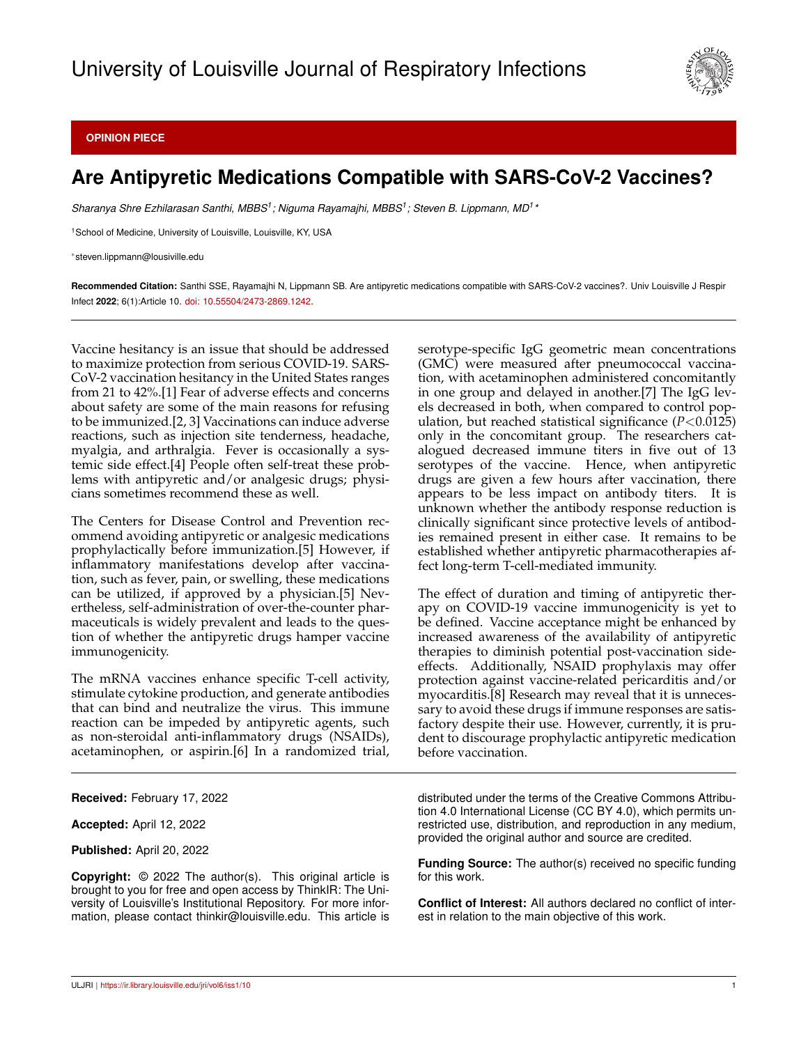University of Louisville Journal of Respiratory Infections

**OPINION PIECE**

# Are Antipyretic Medications Compatible with SARS-CoV-2 Vaccines?

*Sharanya Shre Ezhilarasan Santhi, MBBS[1]; Niguma Rayamajhi, MBBS[1]; Steven B. Lippmann, MD[1]\**

[1]School of Medicine, University of Louisville, Louisville, KY, USA

\*steven.lippmann@lousiville.edu

**Recommended Citation:** Santhi SSE, Rayamajhi N, Lippmann SB. Are antipyretic medications compatible with SARS-CoV-2 vaccines?. Univ Louisville J Respir Infect **2022**; 6(1):Article 10. doi: 10.55504/2473-2869.1242.

---

Vaccine hesitancy is an issue that should be addressed to maximize protection from serious COVID-19. SARS-CoV-2 vaccination hesitancy in the United States ranges from 21 to 42%.[1] Fear of adverse effects and concerns about safety are some of the main reasons for refusing to be immunized.[2, 3] Vaccinations can induce adverse reactions, such as injection site tenderness, headache, myalgia, and arthralgia. Fever is occasionally a systemic side effect.[4] People often self-treat these problems with antipyretic and/or analgesic drugs; physicians sometimes recommend these as well.

The Centers for Disease Control and Prevention recommend avoiding antipyretic or analgesic medications prophylactically before immunization.[5] However, if inflammatory manifestations develop after vaccination, such as fever, pain, or swelling, these medications can be utilized, if approved by a physician.[5] Nevertheless, self-administration of over-the-counter pharmaceuticals is widely prevalent and leads to the question of whether the antipyretic drugs hamper vaccine immunogenicity.

The mRNA vaccines enhance specific T-cell activity, stimulate cytokine production, and generate antibodies that can bind and neutralize the virus. This immune reaction can be impeded by antipyretic agents, such as non-steroidal anti-inflammatory drugs (NSAIDs), acetaminophen, or aspirin.[6] In a randomized trial, serotype-specific IgG geometric mean concentrations (GMC) were measured after pneumococcal vaccination, with acetaminophen administered concomitantly in one group and delayed in another.[7] The IgG levels decreased in both, when compared to control population, but reached statistical significance ($P<0.0125$) only in the concomitant group. The researchers catalogued decreased immune titers in five out of 13 serotypes of the vaccine. Hence, when antipyretic drugs are given a few hours after vaccination, there appears to be less impact on antibody titers. It is unknown whether the antibody response reduction is clinically significant since protective levels of antibodies remained present in either case. It remains to be established whether antipyretic pharmacotherapies affect long-term T-cell-mediated immunity.

The effect of duration and timing of antipyretic therapy on COVID-19 vaccine immunogenicity is yet to be defined. Vaccine acceptance might be enhanced by increased awareness of the availability of antipyretic therapies to diminish potential post-vaccination side-effects. Additionally, NSAID prophylaxis may offer protection against vaccine-related pericarditis and/or myocarditis.[8] Research may reveal that it is unnecessary to avoid these drugs if immune responses are satisfactory despite their use. However, currently, it is prudent to discourage prophylactic antipyretic medication before vaccination.

---

**Received:** February 17, 2022

**Accepted:** April 12, 2022

**Published:** April 20, 2022

**Copyright:** © 2022 The author(s). This original article is brought to you for free and open access by ThinkIR: The University of Louisville's Institutional Repository. For more information, please contact thinkir@louisville.edu. This article is distributed under the terms of the Creative Commons Attribution 4.0 International License (CC BY 4.0), which permits unrestricted use, distribution, and reproduction in any medium, provided the original author and source are credited.

**Funding Source:** The author(s) received no specific funding for this work.

**Conflict of Interest:** All authors declared no conflict of interest in relation to the main objective of this work.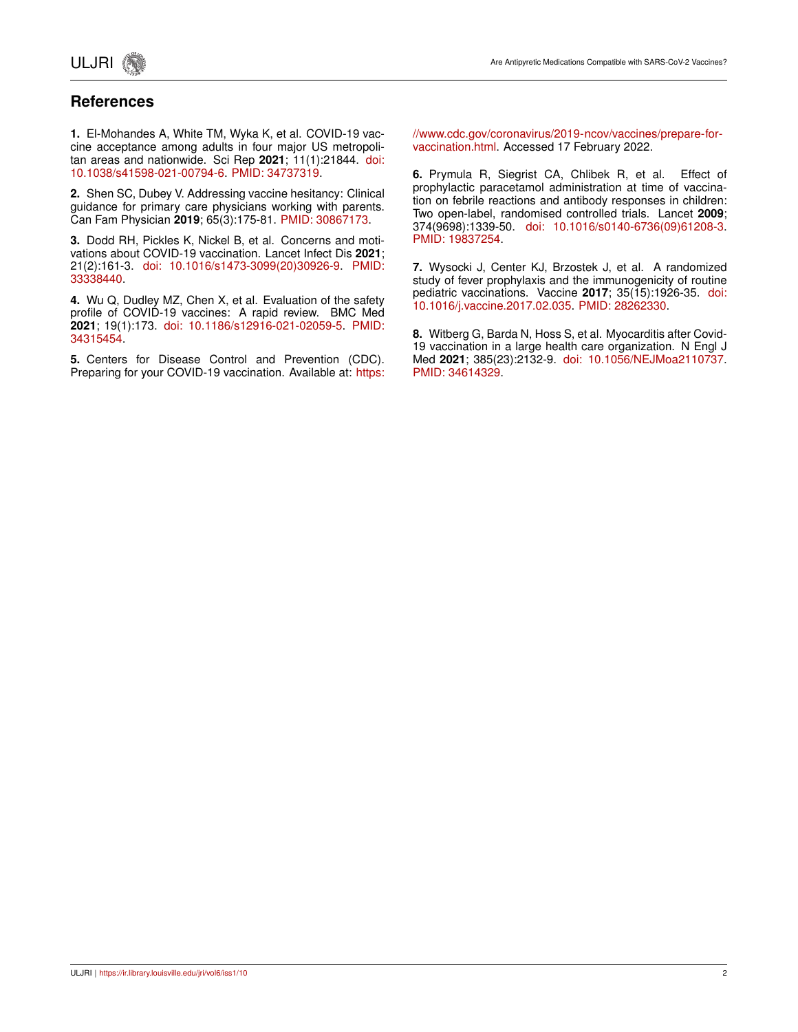## References

**1.** El-Mohandes A, White TM, Wyka K, et al. COVID-19 vaccine acceptance among adults in four major US metropolitan areas and nationwide. Sci Rep **2021**; 11(1):21844. doi: 10.1038/s41598-021-00794-6. PMID: 34737319.

**2.** Shen SC, Dubey V. Addressing vaccine hesitancy: Clinical guidance for primary care physicians working with parents. Can Fam Physician **2019**; 65(3):175-81. PMID: 30867173.

**3.** Dodd RH, Pickles K, Nickel B, et al. Concerns and motivations about COVID-19 vaccination. Lancet Infect Dis **2021**; 21(2):161-3. doi: 10.1016/s1473-3099(20)30926-9. PMID: 33338440.

**4.** Wu Q, Dudley MZ, Chen X, et al. Evaluation of the safety profile of COVID-19 vaccines: A rapid review. BMC Med **2021**; 19(1):173. doi: 10.1186/s12916-021-02059-5. PMID: 34315454.

**5.** Centers for Disease Control and Prevention (CDC). Preparing for your COVID-19 vaccination. Available at: https://www.cdc.gov/coronavirus/2019-ncov/vaccines/prepare-for-vaccination.html. Accessed 17 February 2022.

**6.** Prymula R, Siegrist CA, Chlibek R, et al. Effect of prophylactic paracetamol administration at time of vaccination on febrile reactions and antibody responses in children: Two open-label, randomised controlled trials. Lancet **2009**; 374(9698):1339-50. doi: 10.1016/s0140-6736(09)61208-3. PMID: 19837254.

**7.** Wysocki J, Center KJ, Brzostek J, et al. A randomized study of fever prophylaxis and the immunogenicity of routine pediatric vaccinations. Vaccine **2017**; 35(15):1926-35. doi: 10.1016/j.vaccine.2017.02.035. PMID: 28262330.

**8.** Witberg G, Barda N, Hoss S, et al. Myocarditis after Covid-19 vaccination in a large health care organization. N Engl J Med **2021**; 385(23):2132-9. doi: 10.1056/NEJMoa2110737. PMID: 34614329.